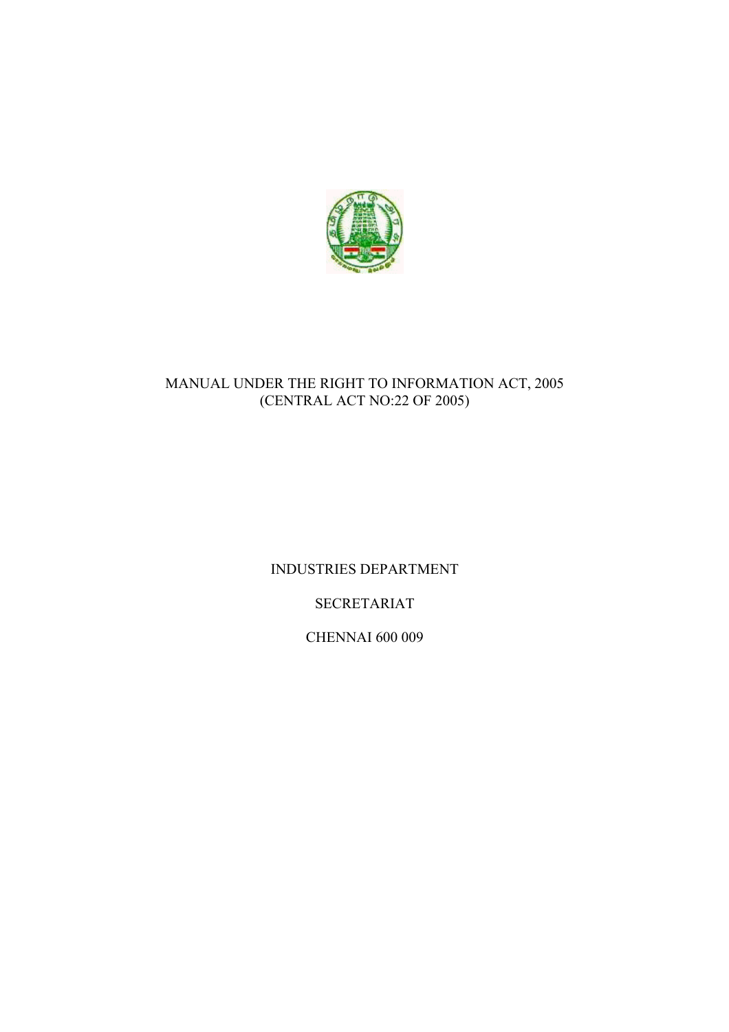# MANUAL UNDER THE RIGHT TO INFORMATION ACT, 2005
(CENTRAL ACT NO:22 OF 2005)

INDUSTRIES DEPARTMENT

SECRETARIAT

CHENNAI 600 009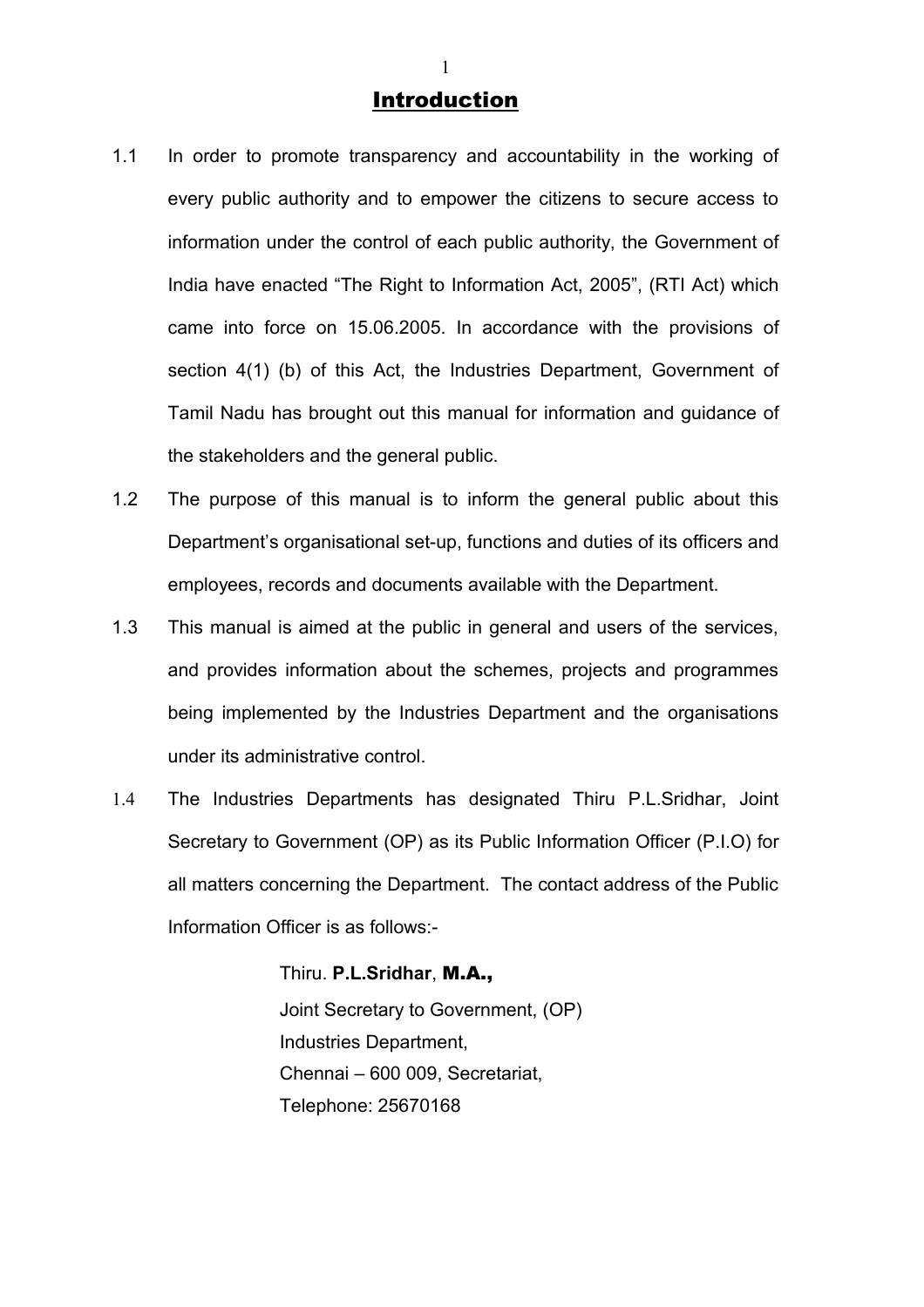# Introduction

1.1 In order to promote transparency and accountability in the working of every public authority and to empower the citizens to secure access to information under the control of each public authority, the Government of India have enacted "The Right to Information Act, 2005", (RTI Act) which came into force on 15.06.2005. In accordance with the provisions of section 4(1) (b) of this Act, the Industries Department, Government of Tamil Nadu has brought out this manual for information and guidance of the stakeholders and the general public.

1.2 The purpose of this manual is to inform the general public about this Department's organisational set-up, functions and duties of its officers and employees, records and documents available with the Department.

1.3 This manual is aimed at the public in general and users of the services, and provides information about the schemes, projects and programmes being implemented by the Industries Department and the organisations under its administrative control.

1.4 The Industries Departments has designated Thiru P.L.Sridhar, Joint Secretary to Government (OP) as its Public Information Officer (P.I.O) for all matters concerning the Department. The contact address of the Public Information Officer is as follows:-

Thiru. **P.L.Sridhar**, **M.A.,**
Joint Secretary to Government, (OP)
Industries Department,
Chennai – 600 009, Secretariat,
Telephone: 25670168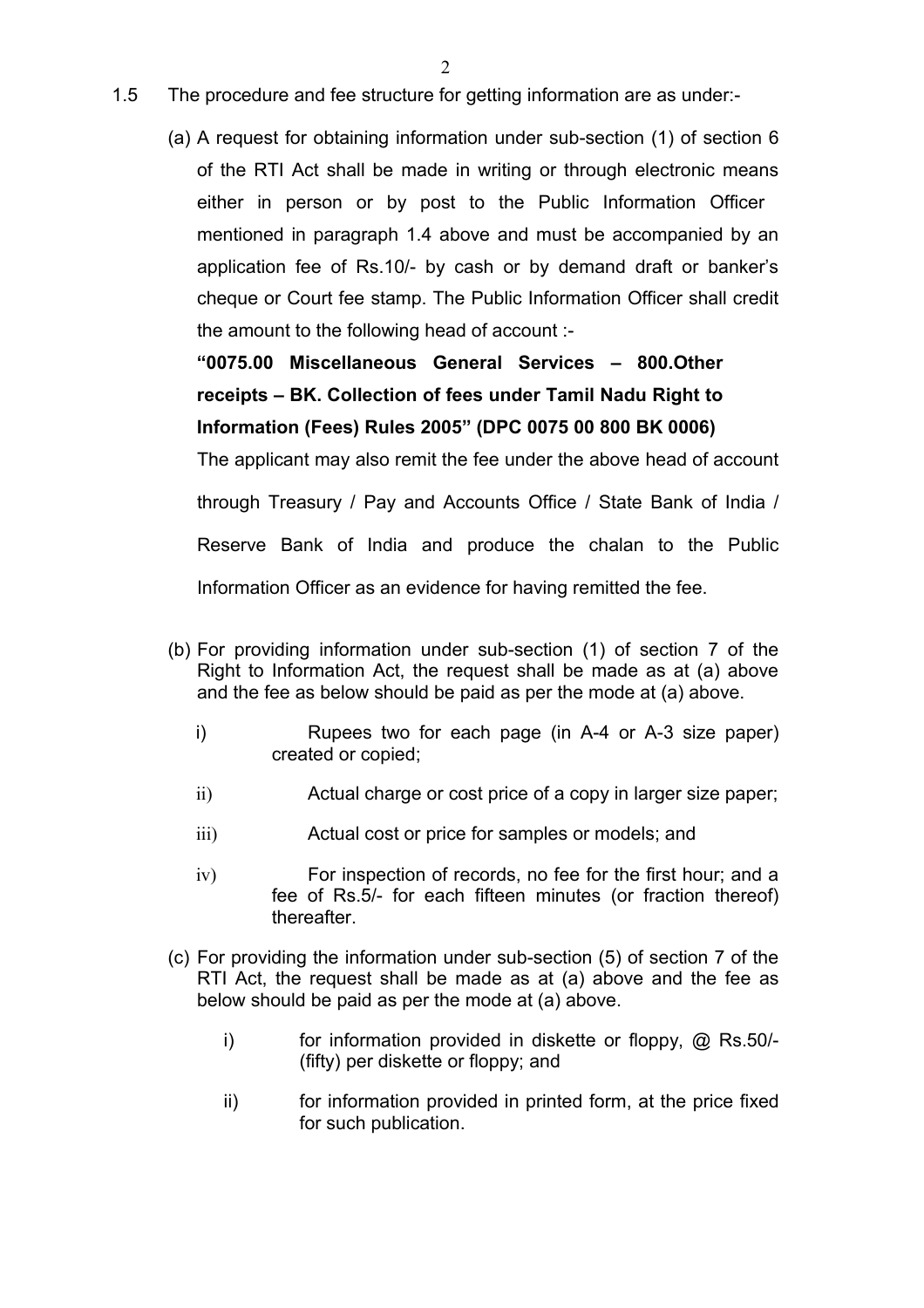1.5 The procedure and fee structure for getting information are as under:-

(a) A request for obtaining information under sub-section (1) of section 6 of the RTI Act shall be made in writing or through electronic means either in person or by post to the Public Information Officer mentioned in paragraph 1.4 above and must be accompanied by an application fee of Rs.10/- by cash or by demand draft or banker's cheque or Court fee stamp. The Public Information Officer shall credit the amount to the following head of account :-

**"0075.00 Miscellaneous General Services – 800.Other receipts – BK. Collection of fees under Tamil Nadu Right to Information (Fees) Rules 2005" (DPC 0075 00 800 BK 0006)**

The applicant may also remit the fee under the above head of account through Treasury / Pay and Accounts Office / State Bank of India / Reserve Bank of India and produce the chalan to the Public Information Officer as an evidence for having remitted the fee.

(b) For providing information under sub-section (1) of section 7 of the Right to Information Act, the request shall be made as at (a) above and the fee as below should be paid as per the mode at (a) above.

i) Rupees two for each page (in A-4 or A-3 size paper) created or copied;

ii) Actual charge or cost price of a copy in larger size paper;

iii) Actual cost or price for samples or models; and

iv) For inspection of records, no fee for the first hour; and a fee of Rs.5/- for each fifteen minutes (or fraction thereof) thereafter.

(c) For providing the information under sub-section (5) of section 7 of the RTI Act, the request shall be made as at (a) above and the fee as below should be paid as per the mode at (a) above.

i) for information provided in diskette or floppy, @ Rs.50/- (fifty) per diskette or floppy; and

ii) for information provided in printed form, at the price fixed for such publication.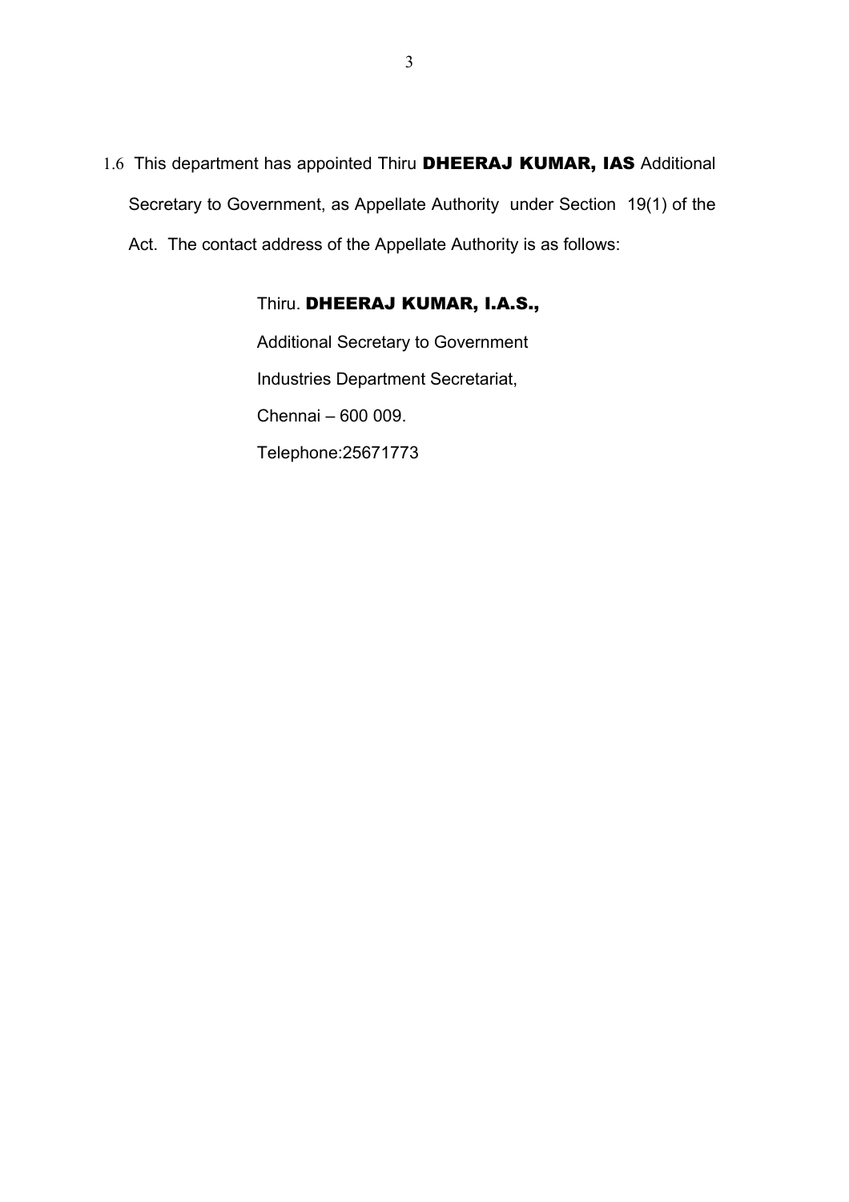1.6 This department has appointed Thiru **DHEERAJ KUMAR, IAS** Additional Secretary to Government, as Appellate Authority under Section 19(1) of the Act. The contact address of the Appellate Authority is as follows:

Thiru. **DHEERAJ KUMAR, I.A.S.,**
Additional Secretary to Government
Industries Department Secretariat,
Chennai – 600 009.
Telephone:25671773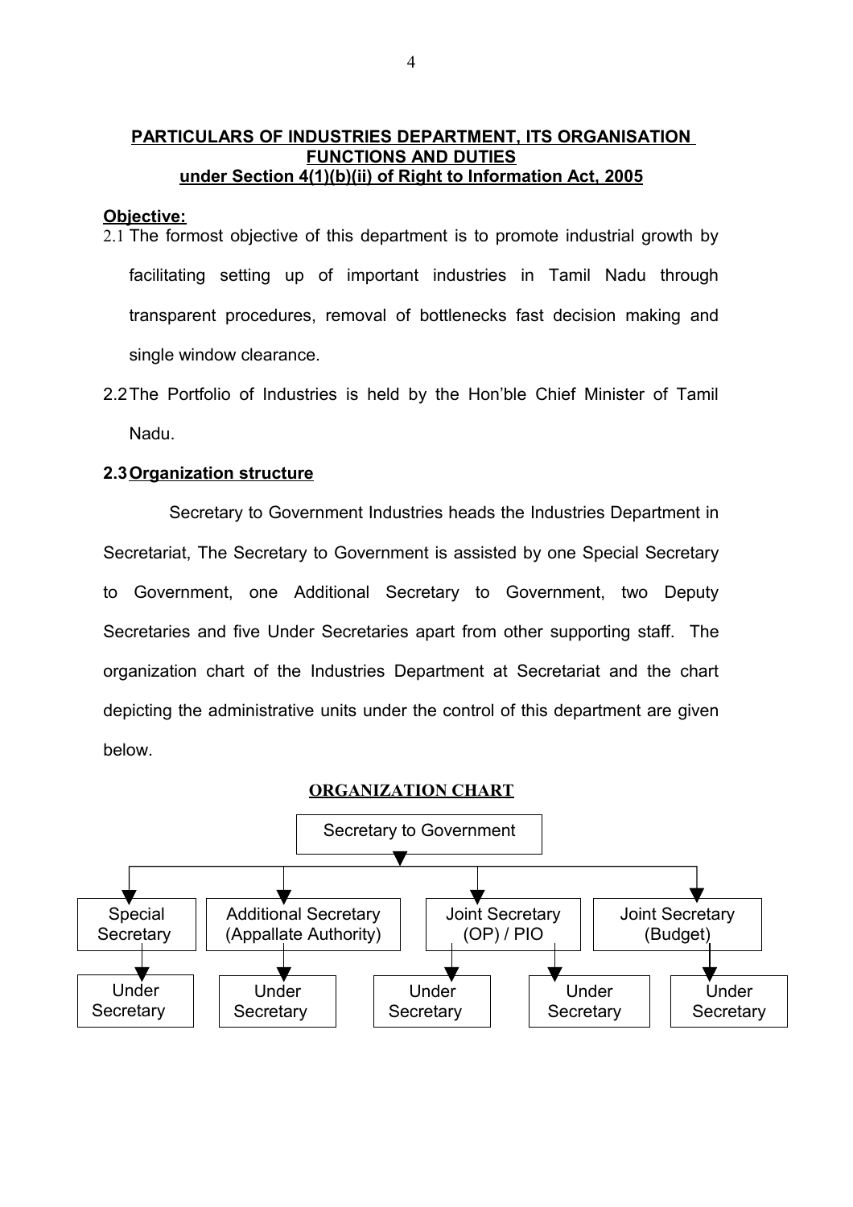**PARTICULARS OF INDUSTRIES DEPARTMENT, ITS ORGANISATION FUNCTIONS AND DUTIES**
**under Section 4(1)(b)(ii) of Right to Information Act, 2005**

**Objective:**

2.1 The formost objective of this department is to promote industrial growth by facilitating setting up of important industries in Tamil Nadu through transparent procedures, removal of bottlenecks fast decision making and single window clearance.

2.2 The Portfolio of Industries is held by the Hon'ble Chief Minister of Tamil Nadu.

**2.3 Organization structure**

Secretary to Government Industries heads the Industries Department in Secretariat, The Secretary to Government is assisted by one Special Secretary to Government, one Additional Secretary to Government, two Deputy Secretaries and five Under Secretaries apart from other supporting staff. The organization chart of the Industries Department at Secretariat and the chart depicting the administrative units under the control of this department are given below.

**ORGANIZATION CHART**

- Secretary to Government
  - Special Secretary
    - Under Secretary
  - Additional Secretary (Appallate Authority)
    - Under Secretary
  - Joint Secretary (OP) / PIO
    - Under Secretary
    - Under Secretary
  - Joint Secretary (Budget)
    - Under Secretary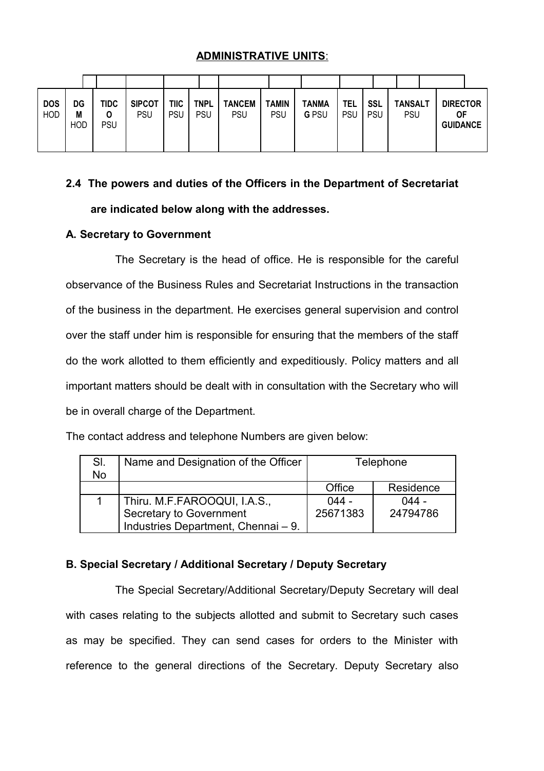**ADMINISTRATIVE UNITS**:

| DOS HOD | DGM HOD | TIDCO PSU | SIPCOT PSU | TIIC PSU | TNPL PSU | TANCEM PSU | TAMIN PSU | TANMAG PSU | TEL PSU | SSL PSU | TANSALT PSU | DIRECTOR OF GUIDANCE |
|---|---|---|---|---|---|---|---|---|---|---|---|---|

**2.4 The powers and duties of the Officers in the Department of Secretariat are indicated below along with the addresses.**

**A. Secretary to Government**

The Secretary is the head of office. He is responsible for the careful observance of the Business Rules and Secretariat Instructions in the transaction of the business in the department. He exercises general supervision and control over the staff under him is responsible for ensuring that the members of the staff do the work allotted to them efficiently and expeditiously. Policy matters and all important matters should be dealt with in consultation with the Secretary who will be in overall charge of the Department.

The contact address and telephone Numbers are given below:

| Sl. No | Name and Designation of the Officer | Telephone | |
|---|---|---|---|
| | | Office | Residence |
| 1 | Thiru. M.F.FAROOQUI, I.A.S., Secretary to Government Industries Department, Chennai – 9. | 044 - 25671383 | 044 - 24794786 |

**B. Special Secretary / Additional Secretary / Deputy Secretary**

The Special Secretary/Additional Secretary/Deputy Secretary will deal with cases relating to the subjects allotted and submit to Secretary such cases as may be specified. They can send cases for orders to the Minister with reference to the general directions of the Secretary. Deputy Secretary also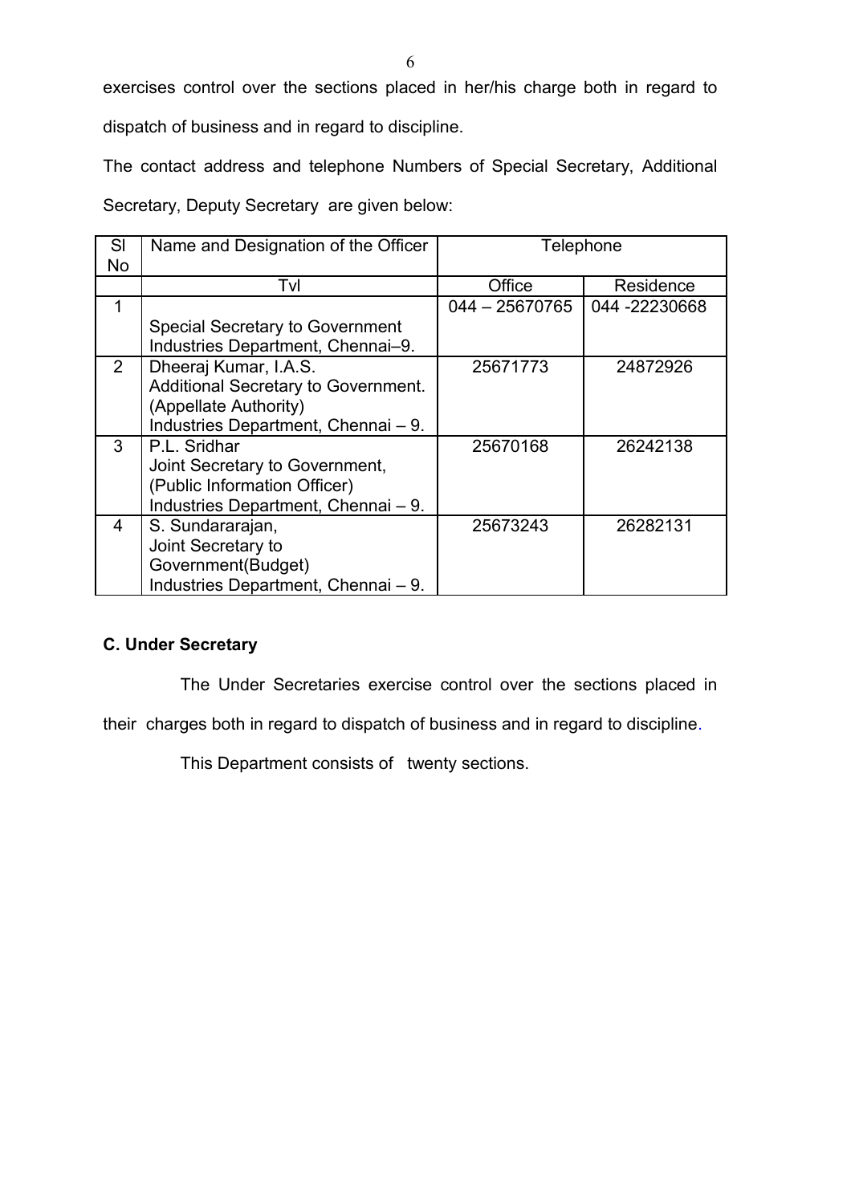exercises control over the sections placed in her/his charge both in regard to dispatch of business and in regard to discipline.

The contact address and telephone Numbers of Special Secretary, Additional Secretary, Deputy Secretary are given below:

| Sl No | Name and Designation of the Officer | Telephone | |
|---|---|---|---|
| | Tvl | Office | Residence |
| 1 | Special Secretary to Government Industries Department, Chennai–9. | 044 – 25670765 | 044 -22230668 |
| 2 | Dheeraj Kumar, I.A.S. Additional Secretary to Government. (Appellate Authority) Industries Department, Chennai – 9. | 25671773 | 24872926 |
| 3 | P.L. Sridhar Joint Secretary to Government, (Public Information Officer) Industries Department, Chennai – 9. | 25670168 | 26242138 |
| 4 | S. Sundararajan, Joint Secretary to Government(Budget) Industries Department, Chennai – 9. | 25673243 | 26282131 |

**C. Under Secretary**

The Under Secretaries exercise control over the sections placed in their charges both in regard to dispatch of business and in regard to discipline.

This Department consists of twenty sections.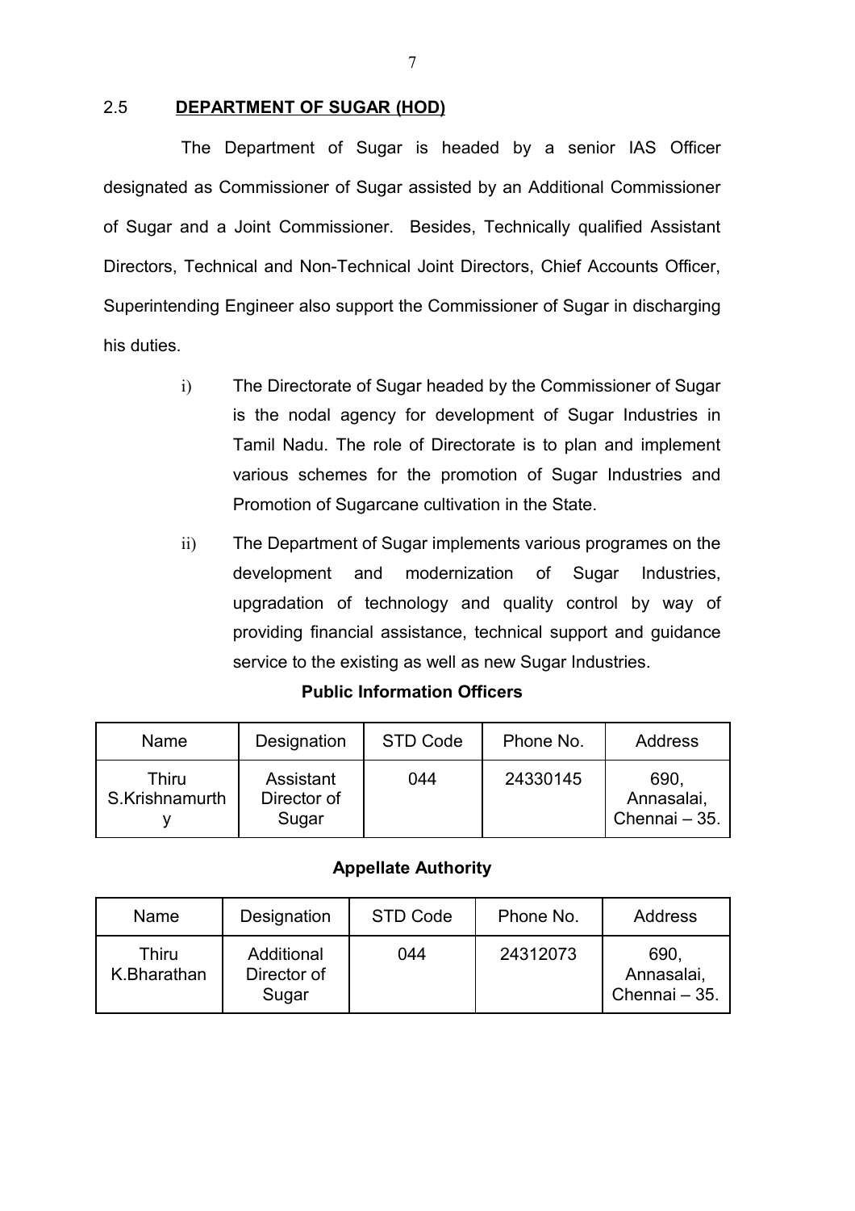## 2.5 DEPARTMENT OF SUGAR (HOD)

The Department of Sugar is headed by a senior IAS Officer designated as Commissioner of Sugar assisted by an Additional Commissioner of Sugar and a Joint Commissioner. Besides, Technically qualified Assistant Directors, Technical and Non-Technical Joint Directors, Chief Accounts Officer, Superintending Engineer also support the Commissioner of Sugar in discharging his duties.

i) The Directorate of Sugar headed by the Commissioner of Sugar is the nodal agency for development of Sugar Industries in Tamil Nadu. The role of Directorate is to plan and implement various schemes for the promotion of Sugar Industries and Promotion of Sugarcane cultivation in the State.

ii) The Department of Sugar implements various programes on the development and modernization of Sugar Industries, upgradation of technology and quality control by way of providing financial assistance, technical support and guidance service to the existing as well as new Sugar Industries.

**Public Information Officers**

| Name | Designation | STD Code | Phone No. | Address |
|---|---|---|---|---|
| Thiru S.Krishnamurthy | Assistant Director of Sugar | 044 | 24330145 | 690, Annasalai, Chennai – 35. |

**Appellate Authority**

| Name | Designation | STD Code | Phone No. | Address |
|---|---|---|---|---|
| Thiru K.Bharathan | Additional Director of Sugar | 044 | 24312073 | 690, Annasalai, Chennai – 35. |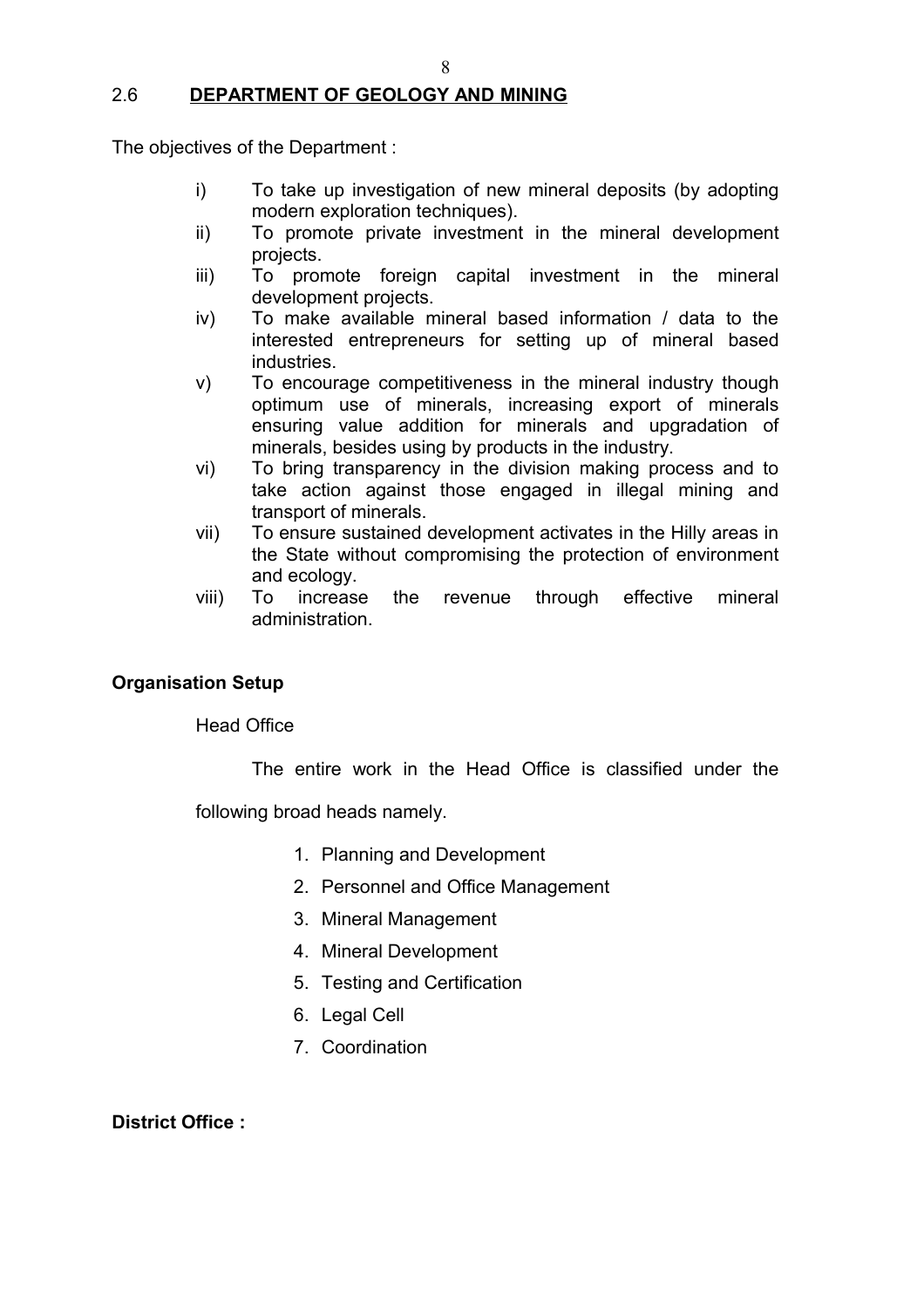## 2.6 DEPARTMENT OF GEOLOGY AND MINING

The objectives of the Department :

i) To take up investigation of new mineral deposits (by adopting modern exploration techniques).
ii) To promote private investment in the mineral development projects.
iii) To promote foreign capital investment in the mineral development projects.
iv) To make available mineral based information / data to the interested entrepreneurs for setting up of mineral based industries.
v) To encourage competitiveness in the mineral industry though optimum use of minerals, increasing export of minerals ensuring value addition for minerals and upgradation of minerals, besides using by products in the industry.
vi) To bring transparency in the division making process and to take action against those engaged in illegal mining and transport of minerals.
vii) To ensure sustained development activates in the Hilly areas in the State without compromising the protection of environment and ecology.
viii) To increase the revenue through effective mineral administration.

**Organisation Setup**

Head Office

The entire work in the Head Office is classified under the following broad heads namely.

1. Planning and Development
2. Personnel and Office Management
3. Mineral Management
4. Mineral Development
5. Testing and Certification
6. Legal Cell
7. Coordination

**District Office :**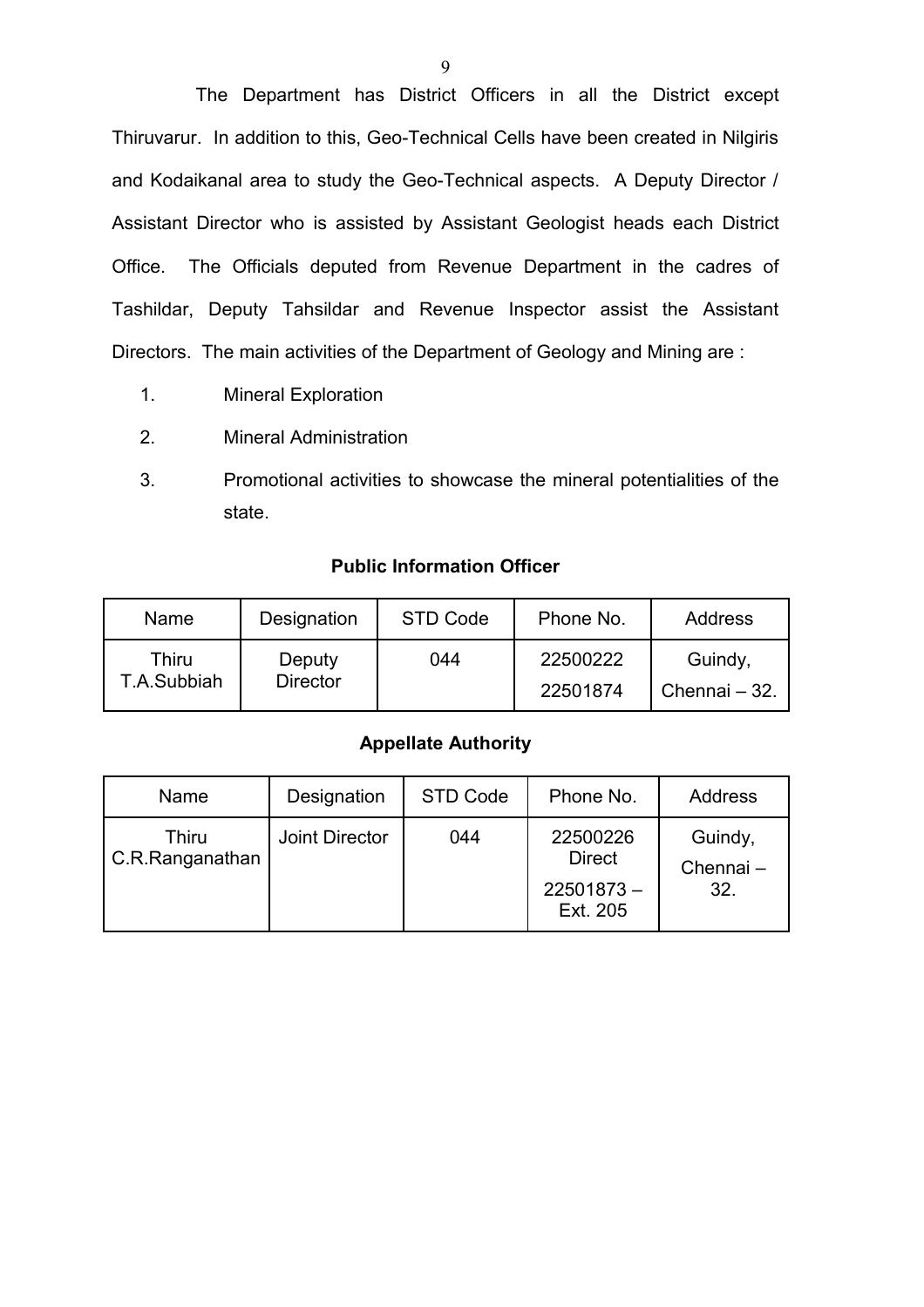The Department has District Officers in all the District except Thiruvarur. In addition to this, Geo-Technical Cells have been created in Nilgiris and Kodaikanal area to study the Geo-Technical aspects. A Deputy Director / Assistant Director who is assisted by Assistant Geologist heads each District Office. The Officials deputed from Revenue Department in the cadres of Tashildar, Deputy Tahsildar and Revenue Inspector assist the Assistant Directors. The main activities of the Department of Geology and Mining are :

1. Mineral Exploration
2. Mineral Administration
3. Promotional activities to showcase the mineral potentialities of the state.

**Public Information Officer**

| Name | Designation | STD Code | Phone No. | Address |
|---|---|---|---|---|
| Thiru T.A.Subbiah | Deputy Director | 044 | 22500222<br>22501874 | Guindy, Chennai – 32. |

**Appellate Authority**

| Name | Designation | STD Code | Phone No. | Address |
|---|---|---|---|---|
| Thiru C.R.Ranganathan | Joint Director | 044 | 22500226 Direct<br>22501873 – Ext. 205 | Guindy, Chennai – 32. |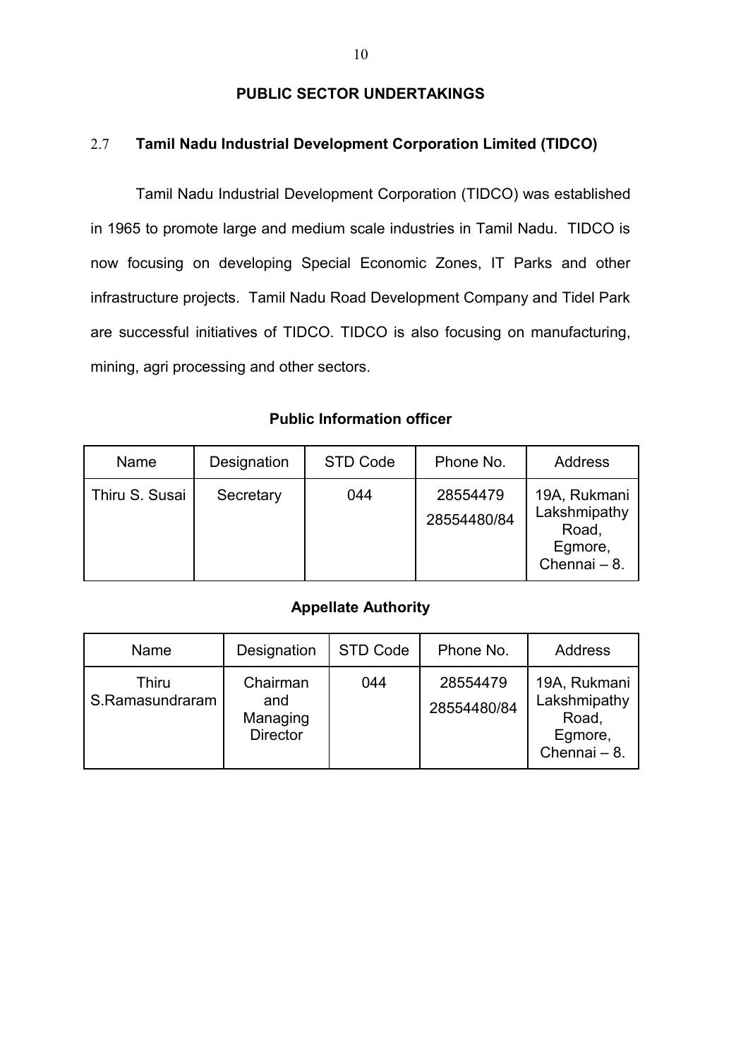## PUBLIC SECTOR UNDERTAKINGS

### 2.7 Tamil Nadu Industrial Development Corporation Limited (TIDCO)

Tamil Nadu Industrial Development Corporation (TIDCO) was established in 1965 to promote large and medium scale industries in Tamil Nadu. TIDCO is now focusing on developing Special Economic Zones, IT Parks and other infrastructure projects. Tamil Nadu Road Development Company and Tidel Park are successful initiatives of TIDCO. TIDCO is also focusing on manufacturing, mining, agri processing and other sectors.

**Public Information officer**

| Name | Designation | STD Code | Phone No. | Address |
|---|---|---|---|---|
| Thiru S. Susai | Secretary | 044 | 28554479<br>28554480/84 | 19A, Rukmani Lakshmipathy Road, Egmore, Chennai – 8. |

**Appellate Authority**

| Name | Designation | STD Code | Phone No. | Address |
|---|---|---|---|---|
| Thiru S.Ramasundraram | Chairman and Managing Director | 044 | 28554479<br>28554480/84 | 19A, Rukmani Lakshmipathy Road, Egmore, Chennai – 8. |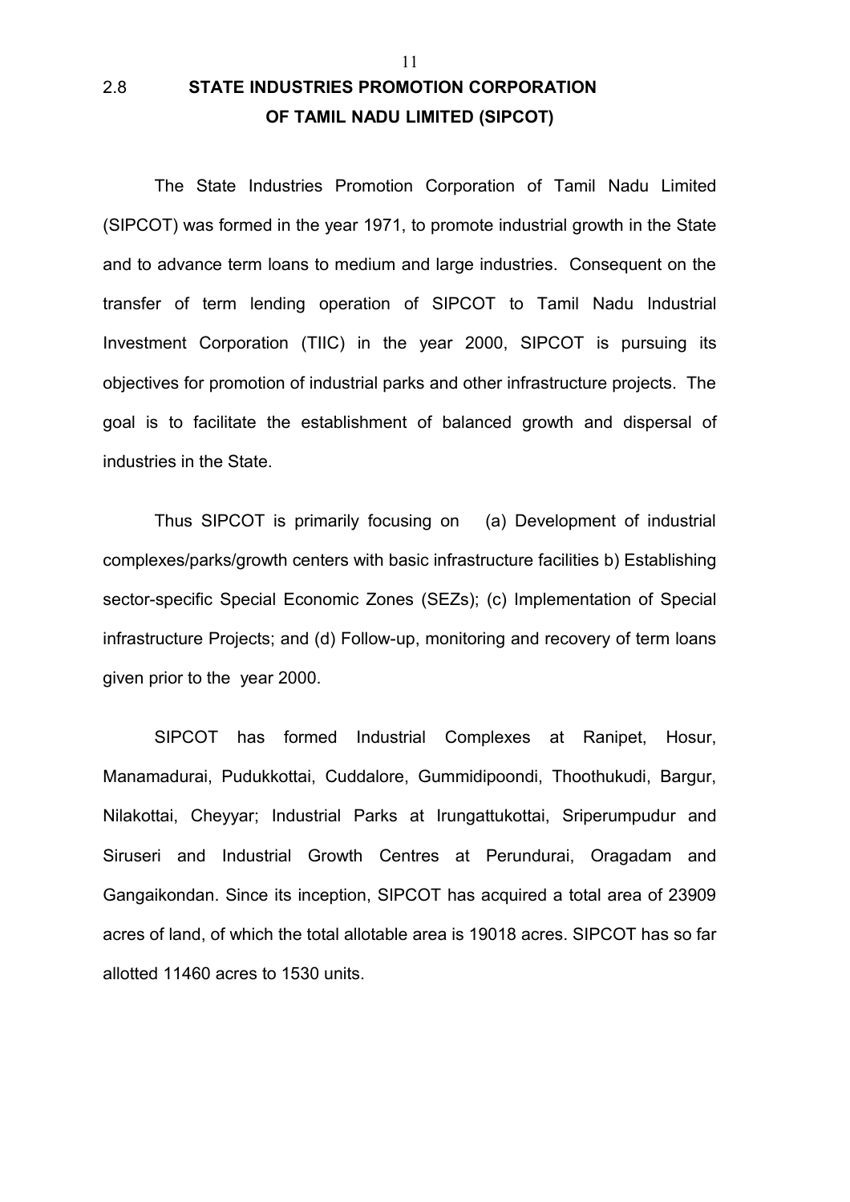## 2.8 STATE INDUSTRIES PROMOTION CORPORATION OF TAMIL NADU LIMITED (SIPCOT)

The State Industries Promotion Corporation of Tamil Nadu Limited (SIPCOT) was formed in the year 1971, to promote industrial growth in the State and to advance term loans to medium and large industries. Consequent on the transfer of term lending operation of SIPCOT to Tamil Nadu Industrial Investment Corporation (TIIC) in the year 2000, SIPCOT is pursuing its objectives for promotion of industrial parks and other infrastructure projects. The goal is to facilitate the establishment of balanced growth and dispersal of industries in the State.

Thus SIPCOT is primarily focusing on (a) Development of industrial complexes/parks/growth centers with basic infrastructure facilities b) Establishing sector-specific Special Economic Zones (SEZs); (c) Implementation of Special infrastructure Projects; and (d) Follow-up, monitoring and recovery of term loans given prior to the year 2000.

SIPCOT has formed Industrial Complexes at Ranipet, Hosur, Manamadurai, Pudukkottai, Cuddalore, Gummidipoondi, Thoothukudi, Bargur, Nilakottai, Cheyyar; Industrial Parks at Irungattukottai, Sriperumpudur and Siruseri and Industrial Growth Centres at Perundurai, Oragadam and Gangaikondan. Since its inception, SIPCOT has acquired a total area of 23909 acres of land, of which the total allotable area is 19018 acres. SIPCOT has so far allotted 11460 acres to 1530 units.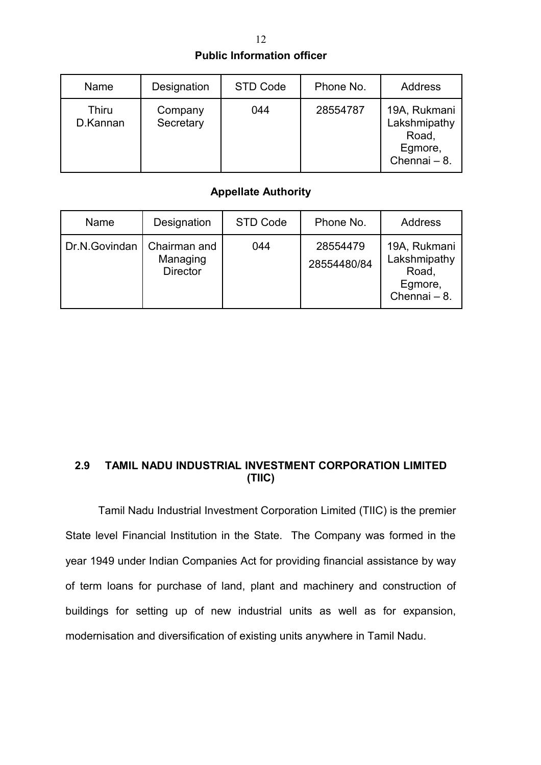**Public Information officer**

| Name | Designation | STD Code | Phone No. | Address |
|---|---|---|---|---|
| Thiru D.Kannan | Company Secretary | 044 | 28554787 | 19A, Rukmani Lakshmipathy Road, Egmore, Chennai – 8. |

**Appellate Authority**

| Name | Designation | STD Code | Phone No. | Address |
|---|---|---|---|---|
| Dr.N.Govindan | Chairman and Managing Director | 044 | 28554479 28554480/84 | 19A, Rukmani Lakshmipathy Road, Egmore, Chennai – 8. |

## 2.9 TAMIL NADU INDUSTRIAL INVESTMENT CORPORATION LIMITED (TIIC)

Tamil Nadu Industrial Investment Corporation Limited (TIIC) is the premier State level Financial Institution in the State. The Company was formed in the year 1949 under Indian Companies Act for providing financial assistance by way of term loans for purchase of land, plant and machinery and construction of buildings for setting up of new industrial units as well as for expansion, modernisation and diversification of existing units anywhere in Tamil Nadu.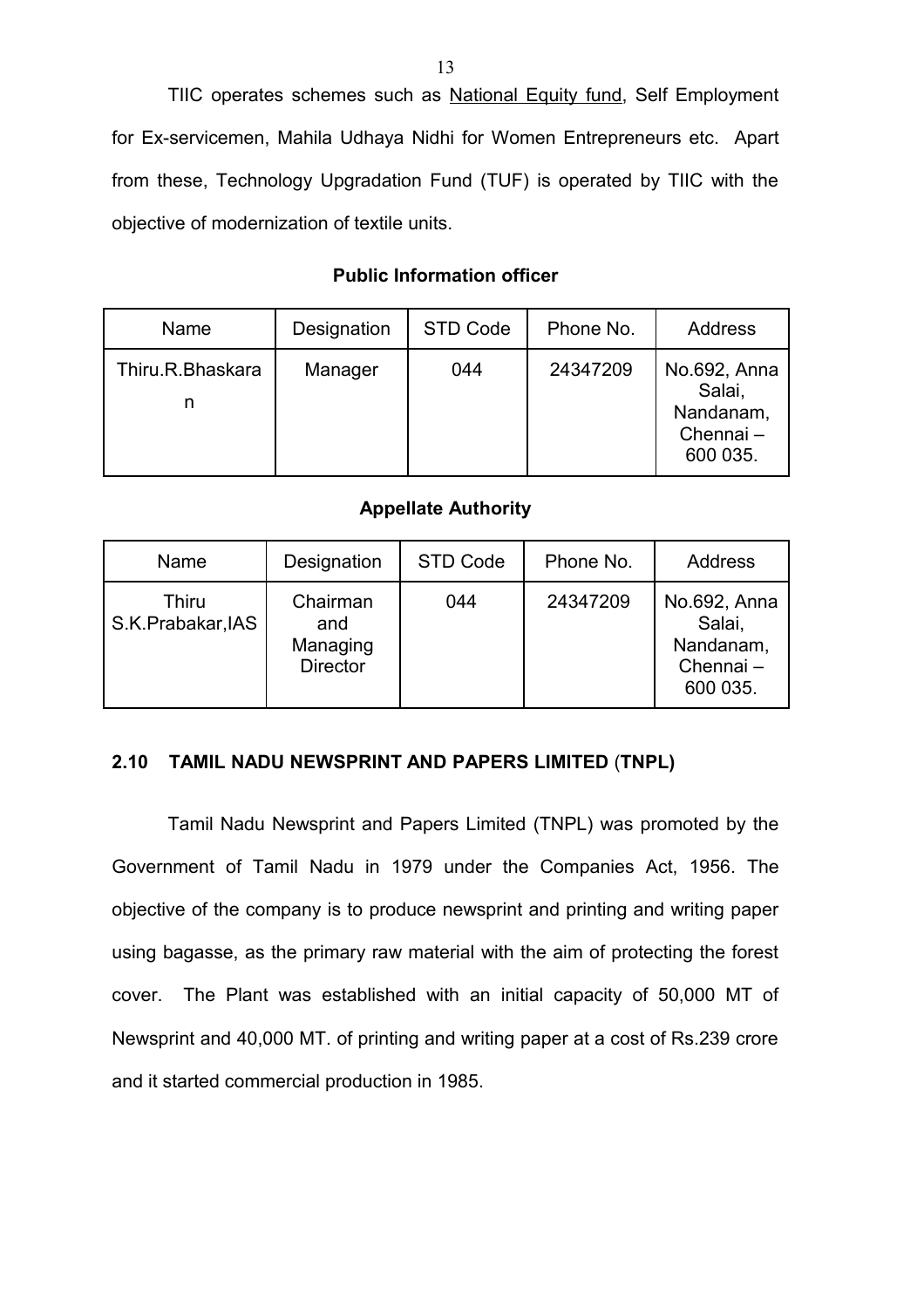TIIC operates schemes such as National Equity fund, Self Employment for Ex-servicemen, Mahila Udhaya Nidhi for Women Entrepreneurs etc. Apart from these, Technology Upgradation Fund (TUF) is operated by TIIC with the objective of modernization of textile units.

**Public Information officer**

| Name | Designation | STD Code | Phone No. | Address |
|---|---|---|---|---|
| Thiru.R.Bhaskaran | Manager | 044 | 24347209 | No.692, Anna Salai, Nandanam, Chennai – 600 035. |

**Appellate Authority**

| Name | Designation | STD Code | Phone No. | Address |
|---|---|---|---|---|
| Thiru S.K.Prabakar,IAS | Chairman and Managing Director | 044 | 24347209 | No.692, Anna Salai, Nandanam, Chennai – 600 035. |

## 2.10 TAMIL NADU NEWSPRINT AND PAPERS LIMITED (TNPL)

Tamil Nadu Newsprint and Papers Limited (TNPL) was promoted by the Government of Tamil Nadu in 1979 under the Companies Act, 1956. The objective of the company is to produce newsprint and printing and writing paper using bagasse, as the primary raw material with the aim of protecting the forest cover. The Plant was established with an initial capacity of 50,000 MT of Newsprint and 40,000 MT. of printing and writing paper at a cost of Rs.239 crore and it started commercial production in 1985.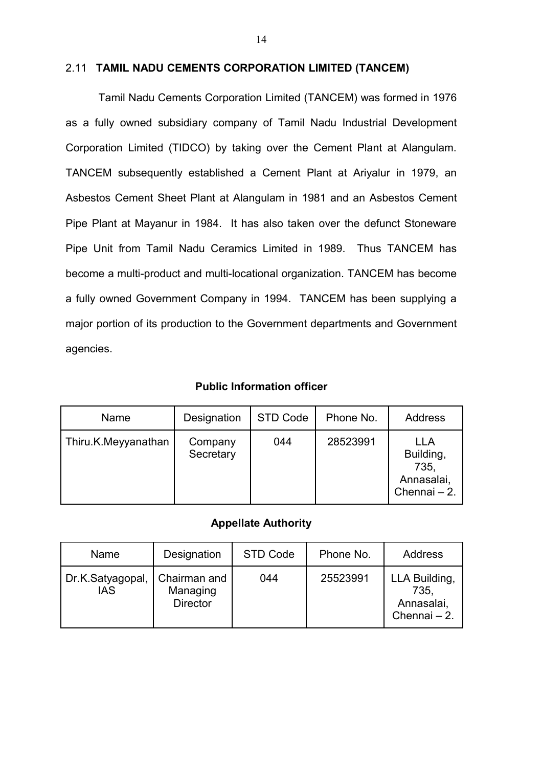## 2.11 **TAMIL NADU CEMENTS CORPORATION LIMITED (TANCEM)**

Tamil Nadu Cements Corporation Limited (TANCEM) was formed in 1976 as a fully owned subsidiary company of Tamil Nadu Industrial Development Corporation Limited (TIDCO) by taking over the Cement Plant at Alangulam. TANCEM subsequently established a Cement Plant at Ariyalur in 1979, an Asbestos Cement Sheet Plant at Alangulam in 1981 and an Asbestos Cement Pipe Plant at Mayanur in 1984. It has also taken over the defunct Stoneware Pipe Unit from Tamil Nadu Ceramics Limited in 1989. Thus TANCEM has become a multi-product and multi-locational organization. TANCEM has become a fully owned Government Company in 1994. TANCEM has been supplying a major portion of its production to the Government departments and Government agencies.

**Public Information officer**

| Name | Designation | STD Code | Phone No. | Address |
|---|---|---|---|---|
| Thiru.K.Meyyanathan | Company Secretary | 044 | 28523991 | LLA Building, 735, Annasalai, Chennai – 2. |

**Appellate Authority**

| Name | Designation | STD Code | Phone No. | Address |
|---|---|---|---|---|
| Dr.K.Satyagopal, IAS | Chairman and Managing Director | 044 | 25523991 | LLA Building, 735, Annasalai, Chennai – 2. |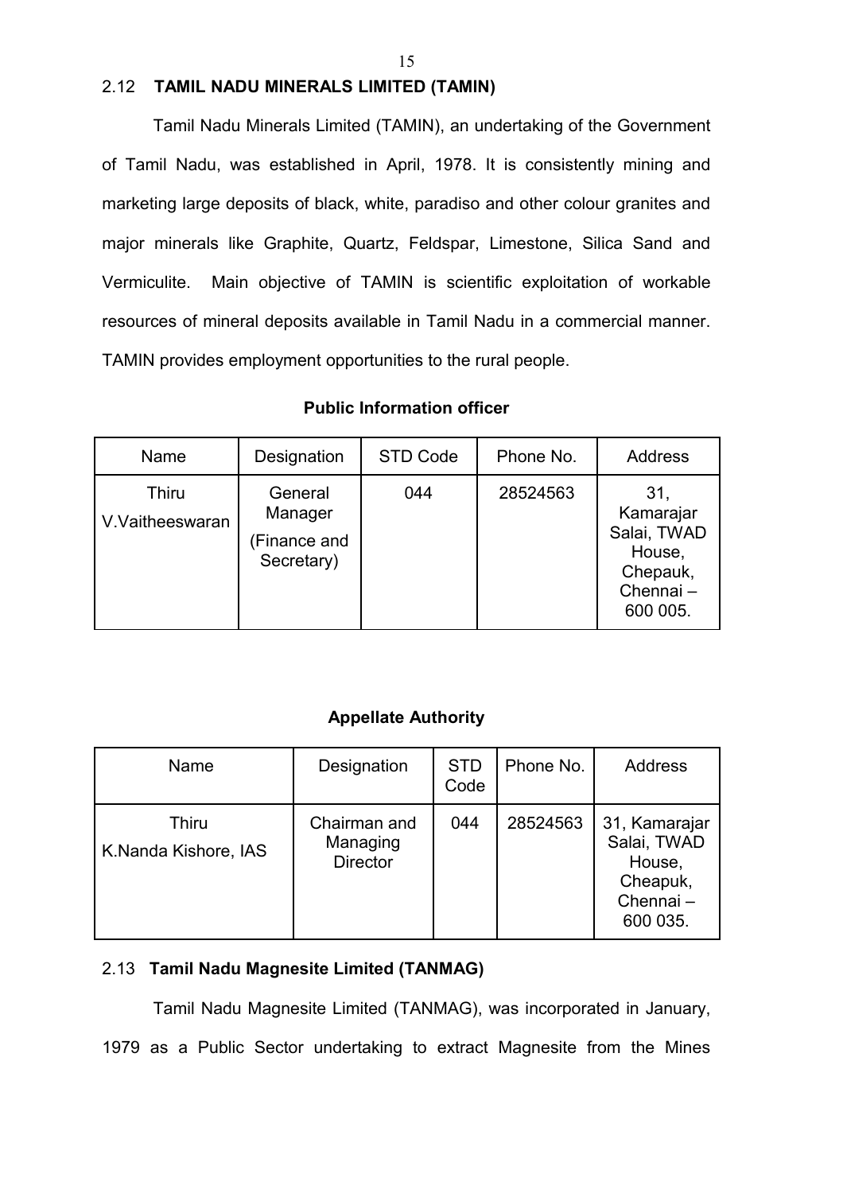## 2.12 TAMIL NADU MINERALS LIMITED (TAMIN)

Tamil Nadu Minerals Limited (TAMIN), an undertaking of the Government of Tamil Nadu, was established in April, 1978. It is consistently mining and marketing large deposits of black, white, paradiso and other colour granites and major minerals like Graphite, Quartz, Feldspar, Limestone, Silica Sand and Vermiculite. Main objective of TAMIN is scientific exploitation of workable resources of mineral deposits available in Tamil Nadu in a commercial manner. TAMIN provides employment opportunities to the rural people.

**Public Information officer**

| Name | Designation | STD Code | Phone No. | Address |
|---|---|---|---|---|
| Thiru V.Vaitheeswaran | General Manager (Finance and Secretary) | 044 | 28524563 | 31, Kamarajar Salai, TWAD House, Chepauk, Chennai – 600 005. |

**Appellate Authority**

| Name | Designation | STD Code | Phone No. | Address |
|---|---|---|---|---|
| Thiru K.Nanda Kishore, IAS | Chairman and Managing Director | 044 | 28524563 | 31, Kamarajar Salai, TWAD House, Cheapuk, Chennai – 600 035. |

## 2.13 Tamil Nadu Magnesite Limited (TANMAG)

Tamil Nadu Magnesite Limited (TANMAG), was incorporated in January, 1979 as a Public Sector undertaking to extract Magnesite from the Mines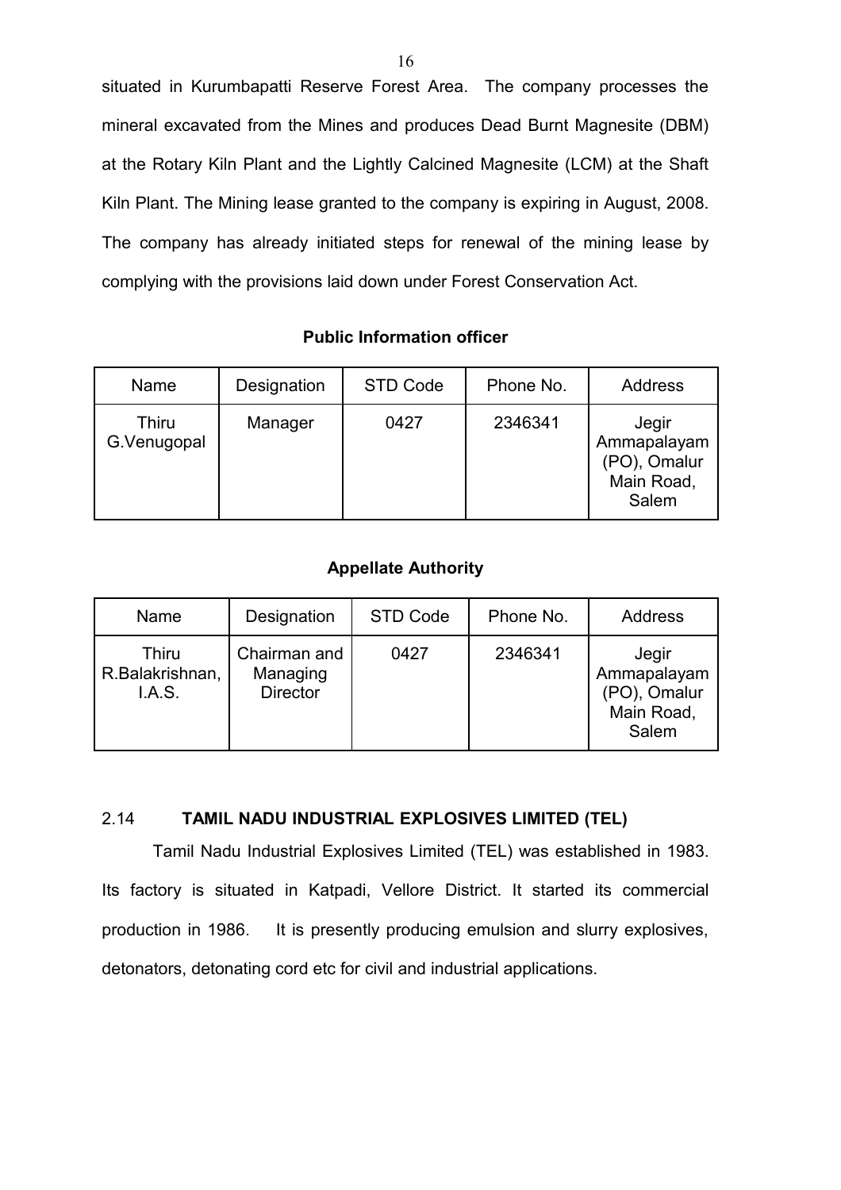situated in Kurumbapatti Reserve Forest Area. The company processes the mineral excavated from the Mines and produces Dead Burnt Magnesite (DBM) at the Rotary Kiln Plant and the Lightly Calcined Magnesite (LCM) at the Shaft Kiln Plant. The Mining lease granted to the company is expiring in August, 2008. The company has already initiated steps for renewal of the mining lease by complying with the provisions laid down under Forest Conservation Act.

**Public Information officer**

| Name | Designation | STD Code | Phone No. | Address |
|---|---|---|---|---|
| Thiru G.Venugopal | Manager | 0427 | 2346341 | Jegir Ammapalayam (PO), Omalur Main Road, Salem |

**Appellate Authority**

| Name | Designation | STD Code | Phone No. | Address |
|---|---|---|---|---|
| Thiru R.Balakrishnan, I.A.S. | Chairman and Managing Director | 0427 | 2346341 | Jegir Ammapalayam (PO), Omalur Main Road, Salem |

## 2.14 TAMIL NADU INDUSTRIAL EXPLOSIVES LIMITED (TEL)

Tamil Nadu Industrial Explosives Limited (TEL) was established in 1983. Its factory is situated in Katpadi, Vellore District. It started its commercial production in 1986. It is presently producing emulsion and slurry explosives, detonators, detonating cord etc for civil and industrial applications.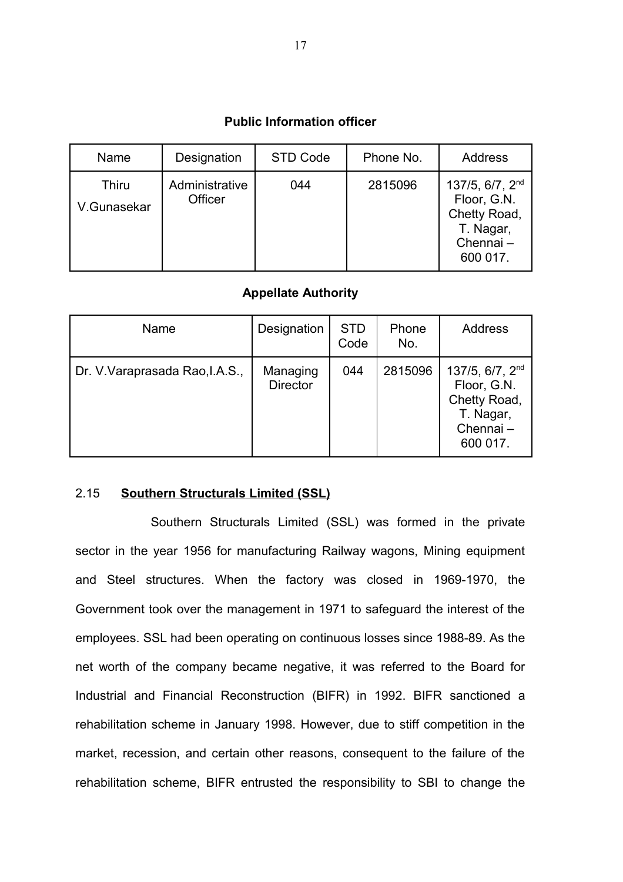**Public Information officer**

| Name | Designation | STD Code | Phone No. | Address |
|---|---|---|---|---|
| Thiru V.Gunasekar | Administrative Officer | 044 | 2815096 | 137/5, 6/7, 2nd Floor, G.N. Chetty Road, T. Nagar, Chennai – 600 017. |

**Appellate Authority**

| Name | Designation | STD Code | Phone No. | Address |
|---|---|---|---|---|
| Dr. V.Varaprasada Rao,I.A.S., | Managing Director | 044 | 2815096 | 137/5, 6/7, 2nd Floor, G.N. Chetty Road, T. Nagar, Chennai – 600 017. |

## 2.15 <u>Southern Structurals Limited (SSL)</u>

Southern Structurals Limited (SSL) was formed in the private sector in the year 1956 for manufacturing Railway wagons, Mining equipment and Steel structures. When the factory was closed in 1969-1970, the Government took over the management in 1971 to safeguard the interest of the employees. SSL had been operating on continuous losses since 1988-89. As the net worth of the company became negative, it was referred to the Board for Industrial and Financial Reconstruction (BIFR) in 1992. BIFR sanctioned a rehabilitation scheme in January 1998. However, due to stiff competition in the market, recession, and certain other reasons, consequent to the failure of the rehabilitation scheme, BIFR entrusted the responsibility to SBI to change the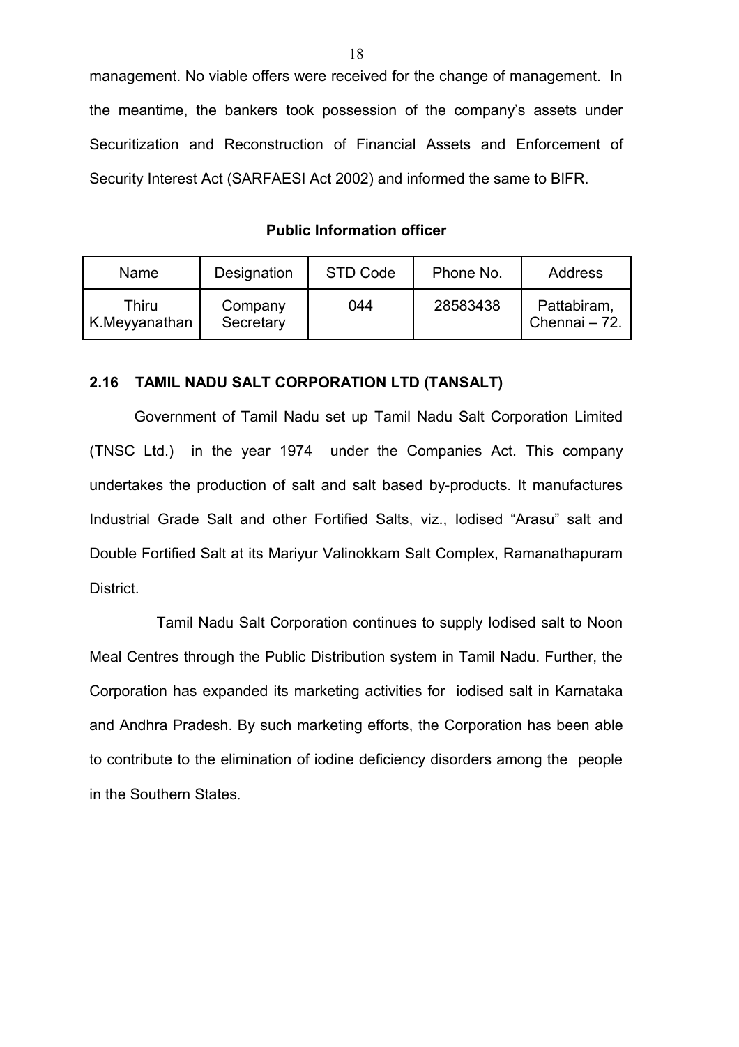management. No viable offers were received for the change of management. In the meantime, the bankers took possession of the company's assets under Securitization and Reconstruction of Financial Assets and Enforcement of Security Interest Act (SARFAESI Act 2002) and informed the same to BIFR.

**Public Information officer**

| Name | Designation | STD Code | Phone No. | Address |
|---|---|---|---|---|
| Thiru K.Meyyanathan | Company Secretary | 044 | 28583438 | Pattabiram, Chennai – 72. |

## 2.16 TAMIL NADU SALT CORPORATION LTD (TANSALT)

Government of Tamil Nadu set up Tamil Nadu Salt Corporation Limited (TNSC Ltd.) in the year 1974 under the Companies Act. This company undertakes the production of salt and salt based by-products. It manufactures Industrial Grade Salt and other Fortified Salts, viz., Iodised "Arasu" salt and Double Fortified Salt at its Mariyur Valinokkam Salt Complex, Ramanathapuram District.

Tamil Nadu Salt Corporation continues to supply Iodised salt to Noon Meal Centres through the Public Distribution system in Tamil Nadu. Further, the Corporation has expanded its marketing activities for iodised salt in Karnataka and Andhra Pradesh. By such marketing efforts, the Corporation has been able to contribute to the elimination of iodine deficiency disorders among the people in the Southern States.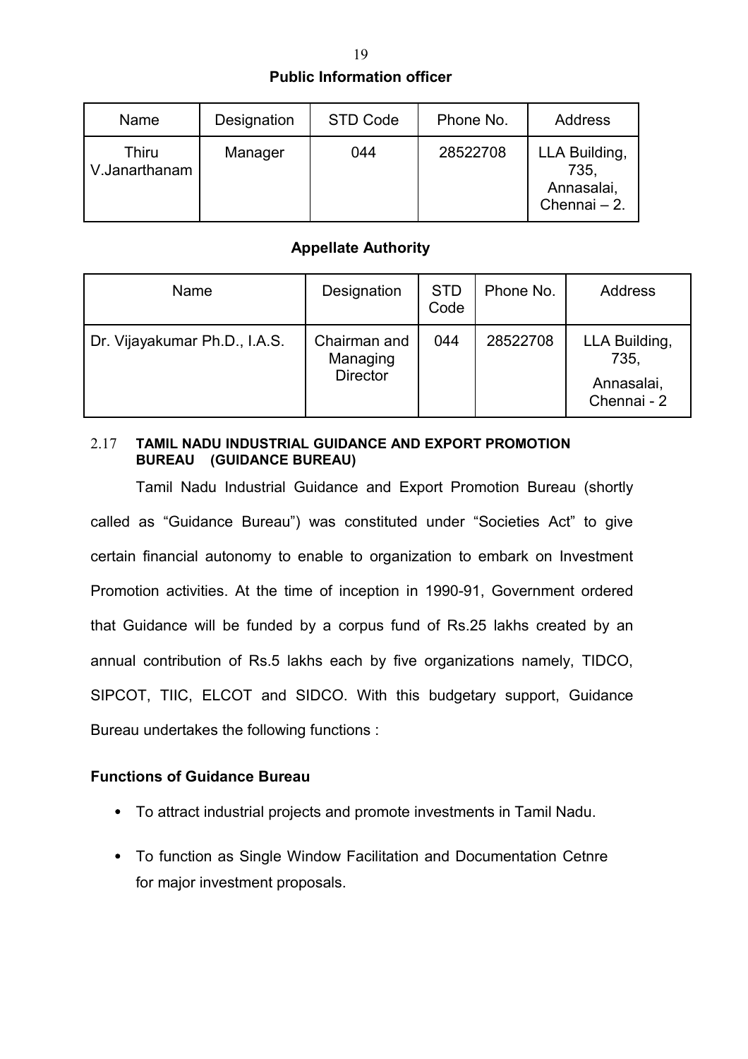**Public Information officer**

| Name | Designation | STD Code | Phone No. | Address |
|---|---|---|---|---|
| Thiru V.Janarthanam | Manager | 044 | 28522708 | LLA Building, 735, Annasalai, Chennai – 2. |

**Appellate Authority**

| Name | Designation | STD Code | Phone No. | Address |
|---|---|---|---|---|
| Dr. Vijayakumar Ph.D., I.A.S. | Chairman and Managing Director | 044 | 28522708 | LLA Building, 735, Annasalai, Chennai - 2 |

### 2.17 TAMIL NADU INDUSTRIAL GUIDANCE AND EXPORT PROMOTION BUREAU (GUIDANCE BUREAU)

Tamil Nadu Industrial Guidance and Export Promotion Bureau (shortly called as "Guidance Bureau") was constituted under "Societies Act" to give certain financial autonomy to enable to organization to embark on Investment Promotion activities. At the time of inception in 1990-91, Government ordered that Guidance will be funded by a corpus fund of Rs.25 lakhs created by an annual contribution of Rs.5 lakhs each by five organizations namely, TIDCO, SIPCOT, TIIC, ELCOT and SIDCO. With this budgetary support, Guidance Bureau undertakes the following functions :

**Functions of Guidance Bureau**

- To attract industrial projects and promote investments in Tamil Nadu.
- To function as Single Window Facilitation and Documentation Cetnre for major investment proposals.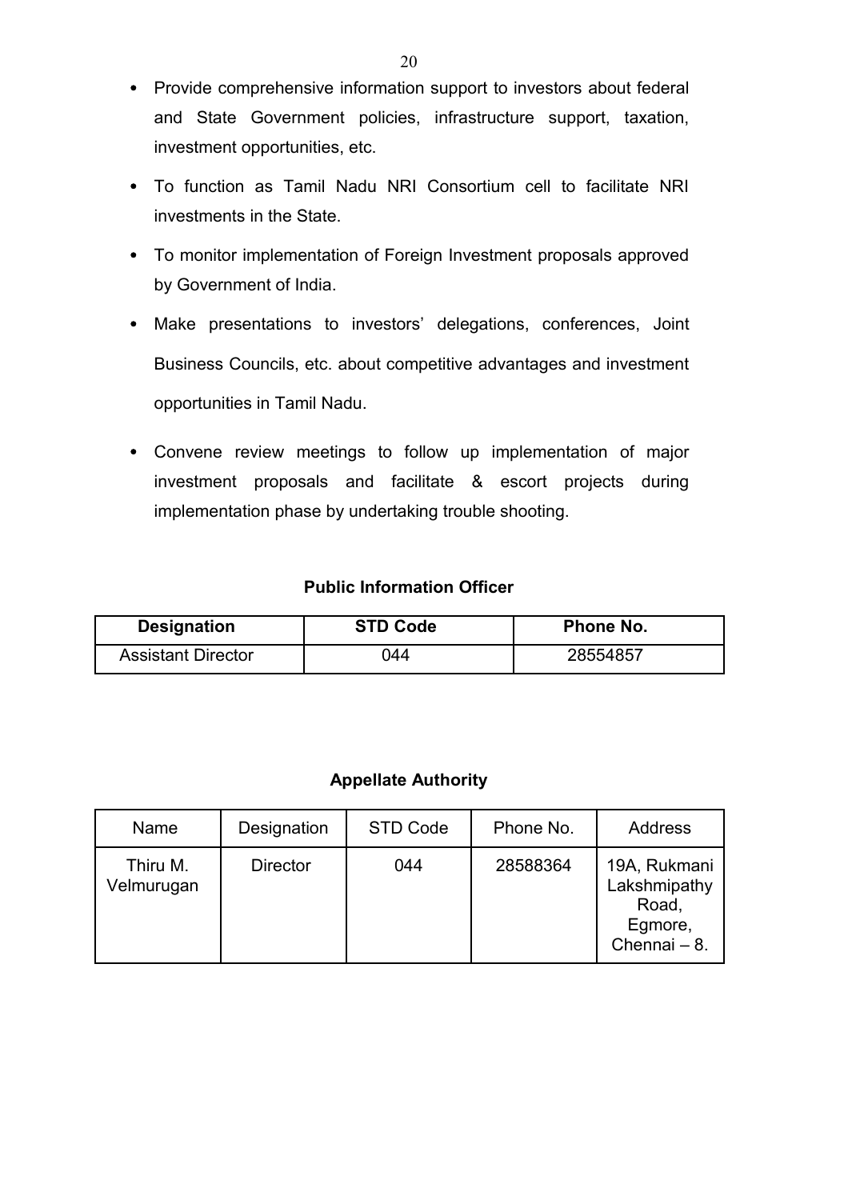- Provide comprehensive information support to investors about federal and State Government policies, infrastructure support, taxation, investment opportunities, etc.
- To function as Tamil Nadu NRI Consortium cell to facilitate NRI investments in the State.
- To monitor implementation of Foreign Investment proposals approved by Government of India.
- Make presentations to investors' delegations, conferences, Joint Business Councils, etc. about competitive advantages and investment opportunities in Tamil Nadu.
- Convene review meetings to follow up implementation of major investment proposals and facilitate & escort projects during implementation phase by undertaking trouble shooting.

**Public Information Officer**

| Designation | STD Code | Phone No. |
|---|---|---|
| Assistant Director | 044 | 28554857 |

**Appellate Authority**

| Name | Designation | STD Code | Phone No. | Address |
|---|---|---|---|---|
| Thiru M. Velmurugan | Director | 044 | 28588364 | 19A, Rukmani Lakshmipathy Road, Egmore, Chennai – 8. |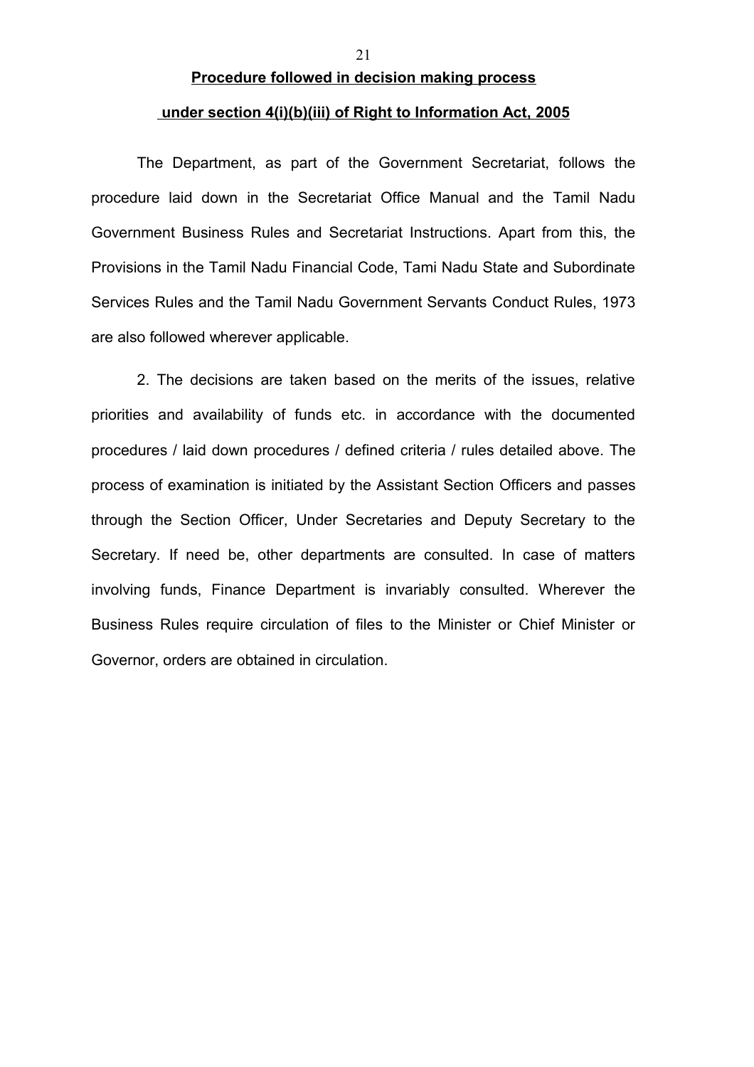## Procedure followed in decision making process under section 4(i)(b)(iii) of Right to Information Act, 2005

The Department, as part of the Government Secretariat, follows the procedure laid down in the Secretariat Office Manual and the Tamil Nadu Government Business Rules and Secretariat Instructions. Apart from this, the Provisions in the Tamil Nadu Financial Code, Tami Nadu State and Subordinate Services Rules and the Tamil Nadu Government Servants Conduct Rules, 1973 are also followed wherever applicable.

2. The decisions are taken based on the merits of the issues, relative priorities and availability of funds etc. in accordance with the documented procedures / laid down procedures / defined criteria / rules detailed above. The process of examination is initiated by the Assistant Section Officers and passes through the Section Officer, Under Secretaries and Deputy Secretary to the Secretary. If need be, other departments are consulted. In case of matters involving funds, Finance Department is invariably consulted. Wherever the Business Rules require circulation of files to the Minister or Chief Minister or Governor, orders are obtained in circulation.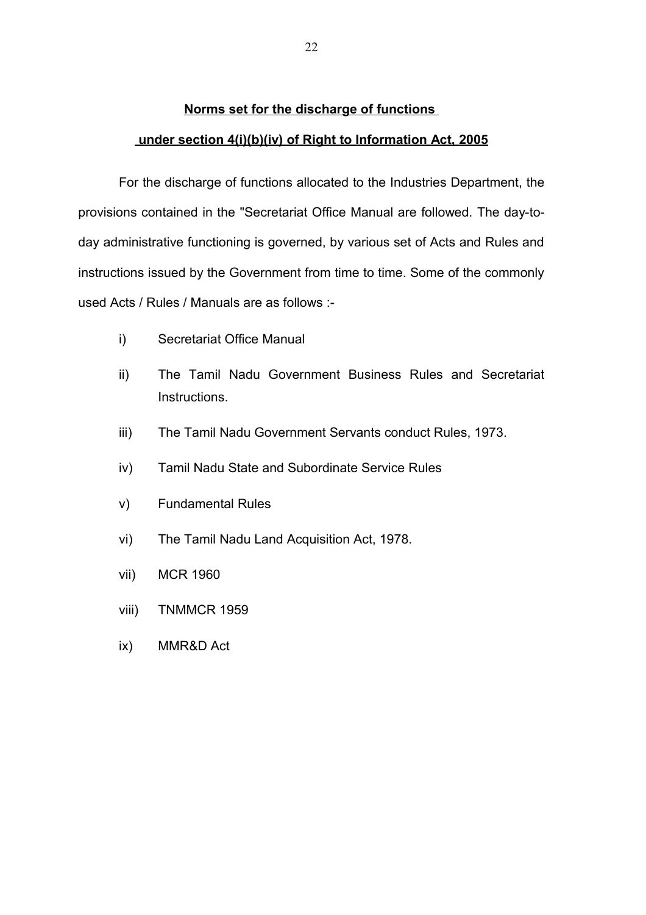**Norms set for the discharge of functions**

**under section 4(i)(b)(iv) of Right to Information Act, 2005**

For the discharge of functions allocated to the Industries Department, the provisions contained in the "Secretariat Office Manual are followed. The day-to-day administrative functioning is governed, by various set of Acts and Rules and instructions issued by the Government from time to time. Some of the commonly used Acts / Rules / Manuals are as follows :-

i) Secretariat Office Manual

ii) The Tamil Nadu Government Business Rules and Secretariat Instructions.

iii) The Tamil Nadu Government Servants conduct Rules, 1973.

iv) Tamil Nadu State and Subordinate Service Rules

v) Fundamental Rules

vi) The Tamil Nadu Land Acquisition Act, 1978.

vii) MCR 1960

viii) TNMMCR 1959

ix) MMR&D Act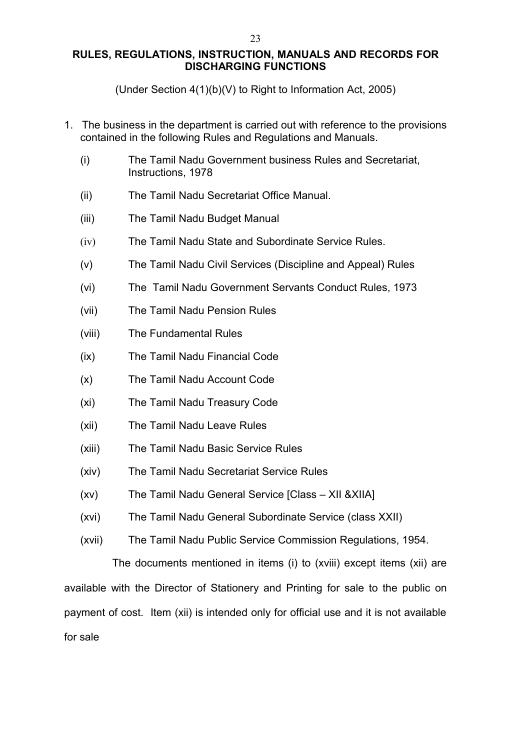## RULES, REGULATIONS, INSTRUCTION, MANUALS AND RECORDS FOR DISCHARGING FUNCTIONS

(Under Section 4(1)(b)(V) to Right to Information Act, 2005)

1. The business in the department is carried out with reference to the provisions contained in the following Rules and Regulations and Manuals.

   (i) The Tamil Nadu Government business Rules and Secretariat, Instructions, 1978

   (ii) The Tamil Nadu Secretariat Office Manual.

   (iii) The Tamil Nadu Budget Manual

   (iv) The Tamil Nadu State and Subordinate Service Rules.

   (v) The Tamil Nadu Civil Services (Discipline and Appeal) Rules

   (vi) The Tamil Nadu Government Servants Conduct Rules, 1973

   (vii) The Tamil Nadu Pension Rules

   (viii) The Fundamental Rules

   (ix) The Tamil Nadu Financial Code

   (x) The Tamil Nadu Account Code

   (xi) The Tamil Nadu Treasury Code

   (xii) The Tamil Nadu Leave Rules

   (xiii) The Tamil Nadu Basic Service Rules

   (xiv) The Tamil Nadu Secretariat Service Rules

   (xv) The Tamil Nadu General Service [Class – XII &XIIA]

   (xvi) The Tamil Nadu General Subordinate Service (class XXII)

   (xvii) The Tamil Nadu Public Service Commission Regulations, 1954.

The documents mentioned in items (i) to (xviii) except items (xii) are available with the Director of Stationery and Printing for sale to the public on payment of cost. Item (xii) is intended only for official use and it is not available for sale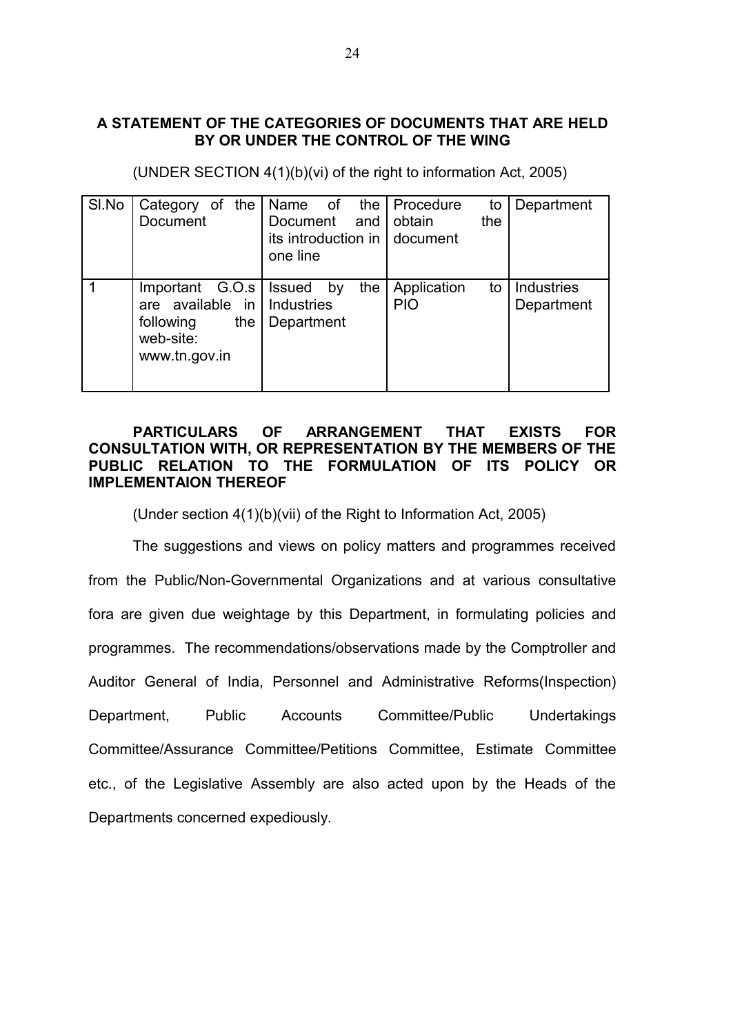**A STATEMENT OF THE CATEGORIES OF DOCUMENTS THAT ARE HELD BY OR UNDER THE CONTROL OF THE WING**

(UNDER SECTION 4(1)(b)(vi) of the right to information Act, 2005)

| Sl.No | Category of the Document | Name of the Document and its introduction in one line | Procedure to obtain the document | Department |
|---|---|---|---|---|
| 1 | Important G.O.s are available in following the web-site: www.tn.gov.in | Issued by the Industries Department | Application to PIO | Industries Department |

**PARTICULARS OF ARRANGEMENT THAT EXISTS FOR CONSULTATION WITH, OR REPRESENTATION BY THE MEMBERS OF THE PUBLIC RELATION TO THE FORMULATION OF ITS POLICY OR IMPLEMENTAION THEREOF**

(Under section 4(1)(b)(vii) of the Right to Information Act, 2005)

The suggestions and views on policy matters and programmes received from the Public/Non-Governmental Organizations and at various consultative fora are given due weightage by this Department, in formulating policies and programmes. The recommendations/observations made by the Comptroller and Auditor General of India, Personnel and Administrative Reforms(Inspection) Department, Public Accounts Committee/Public Undertakings Committee/Assurance Committee/Petitions Committee, Estimate Committee etc., of the Legislative Assembly are also acted upon by the Heads of the Departments concerned expediously.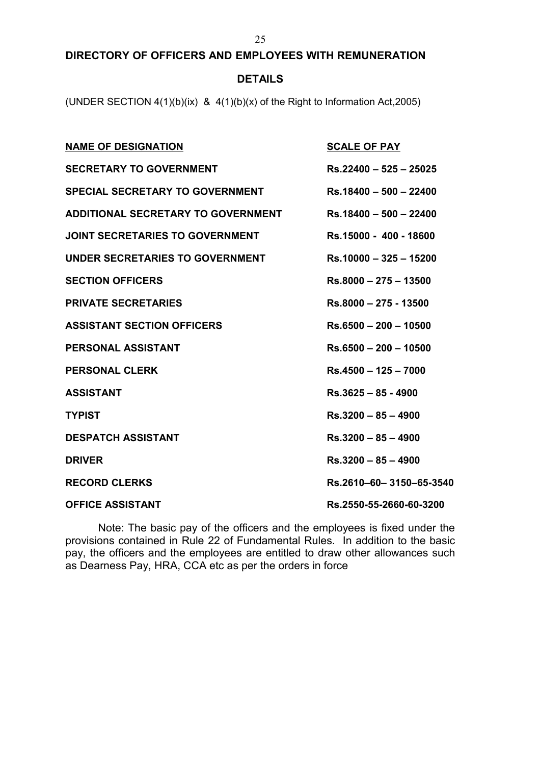## DIRECTORY OF OFFICERS AND EMPLOYEES WITH REMUNERATION DETAILS

(UNDER SECTION 4(1)(b)(ix) & 4(1)(b)(x) of the Right to Information Act,2005)

| NAME OF DESIGNATION | SCALE OF PAY |
|---|---|
| **SECRETARY TO GOVERNMENT** | **Rs.22400 – 525 – 25025** |
| **SPECIAL SECRETARY TO GOVERNMENT** | **Rs.18400 – 500 – 22400** |
| **ADDITIONAL SECRETARY TO GOVERNMENT** | **Rs.18400 – 500 – 22400** |
| **JOINT SECRETARIES TO GOVERNMENT** | **Rs.15000 - 400 - 18600** |
| **UNDER SECRETARIES TO GOVERNMENT** | **Rs.10000 – 325 – 15200** |
| **SECTION OFFICERS** | **Rs.8000 – 275 – 13500** |
| **PRIVATE SECRETARIES** | **Rs.8000 – 275 - 13500** |
| **ASSISTANT SECTION OFFICERS** | **Rs.6500 – 200 – 10500** |
| **PERSONAL ASSISTANT** | **Rs.6500 – 200 – 10500** |
| **PERSONAL CLERK** | **Rs.4500 – 125 – 7000** |
| **ASSISTANT** | **Rs.3625 – 85 - 4900** |
| **TYPIST** | **Rs.3200 – 85 – 4900** |
| **DESPATCH ASSISTANT** | **Rs.3200 – 85 – 4900** |
| **DRIVER** | **Rs.3200 – 85 – 4900** |
| **RECORD CLERKS** | **Rs.2610–60– 3150–65-3540** |
| **OFFICE ASSISTANT** | **Rs.2550-55-2660-60-3200** |

Note: The basic pay of the officers and the employees is fixed under the provisions contained in Rule 22 of Fundamental Rules. In addition to the basic pay, the officers and the employees are entitled to draw other allowances such as Dearness Pay, HRA, CCA etc as per the orders in force